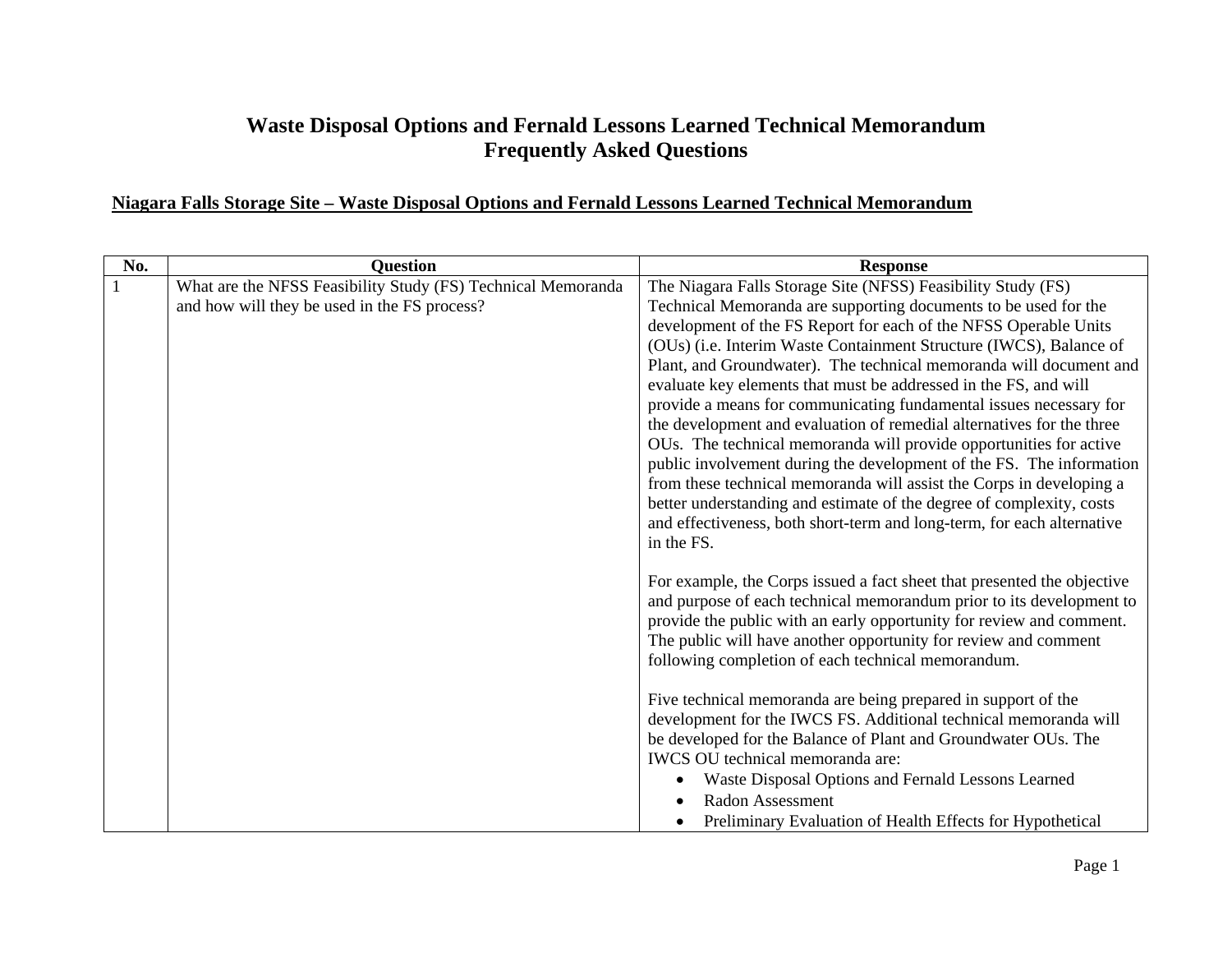# Waste Disposal Options and Fernald Lessons Learned Technical Memorandum
# Frequently Asked Questions

**Niagara Falls Storage Site – Waste Disposal Options and Fernald Lessons Learned Technical Memorandum**

| No. | Question | Response |
|---|---|---|
| 1 | What are the NFSS Feasibility Study (FS) Technical Memoranda and how will they be used in the FS process? | The Niagara Falls Storage Site (NFSS) Feasibility Study (FS) Technical Memoranda are supporting documents to be used for the development of the FS Report for each of the NFSS Operable Units (OUs) (i.e. Interim Waste Containment Structure (IWCS), Balance of Plant, and Groundwater). The technical memoranda will document and evaluate key elements that must be addressed in the FS, and will provide a means for communicating fundamental issues necessary for the development and evaluation of remedial alternatives for the three OUs. The technical memoranda will provide opportunities for active public involvement during the development of the FS. The information from these technical memoranda will assist the Corps in developing a better understanding and estimate of the degree of complexity, costs and effectiveness, both short-term and long-term, for each alternative in the FS.<br><br>For example, the Corps issued a fact sheet that presented the objective and purpose of each technical memorandum prior to its development to provide the public with an early opportunity for review and comment. The public will have another opportunity for review and comment following completion of each technical memorandum.<br><br>Five technical memoranda are being prepared in support of the development for the IWCS FS. Additional technical memoranda will be developed for the Balance of Plant and Groundwater OUs. The IWCS OU technical memoranda are:<br>• Waste Disposal Options and Fernald Lessons Learned<br>• Radon Assessment<br>• Preliminary Evaluation of Health Effects for Hypothetical |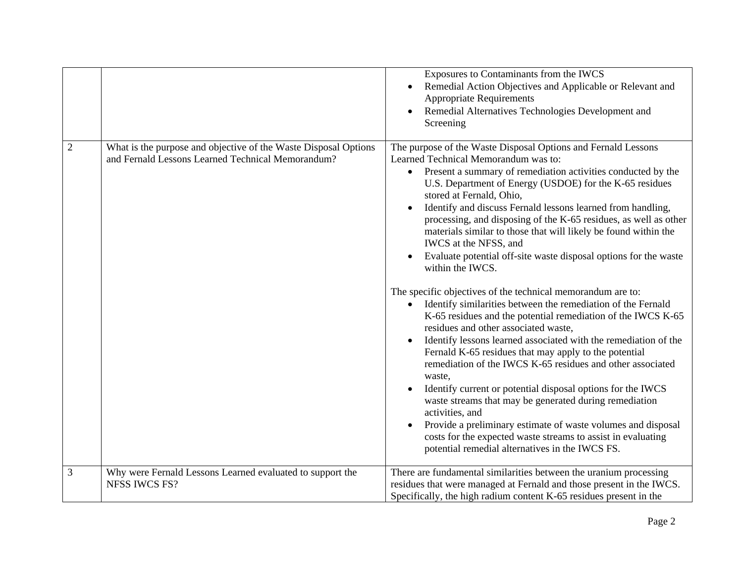| | | |
|---|---|---|
| | | Exposures to Contaminants from the IWCS<br>• Remedial Action Objectives and Applicable or Relevant and Appropriate Requirements<br>• Remedial Alternatives Technologies Development and Screening |
| 2 | What is the purpose and objective of the Waste Disposal Options and Fernald Lessons Learned Technical Memorandum? | The purpose of the Waste Disposal Options and Fernald Lessons Learned Technical Memorandum was to:<br>• Present a summary of remediation activities conducted by the U.S. Department of Energy (USDOE) for the K-65 residues stored at Fernald, Ohio,<br>• Identify and discuss Fernald lessons learned from handling, processing, and disposing of the K-65 residues, as well as other materials similar to those that will likely be found within the IWCS at the NFSS, and<br>• Evaluate potential off-site waste disposal options for the waste within the IWCS.<br><br>The specific objectives of the technical memorandum are to:<br>• Identify similarities between the remediation of the Fernald K-65 residues and the potential remediation of the IWCS K-65 residues and other associated waste,<br>• Identify lessons learned associated with the remediation of the Fernald K-65 residues that may apply to the potential remediation of the IWCS K-65 residues and other associated waste,<br>• Identify current or potential disposal options for the IWCS waste streams that may be generated during remediation activities, and<br>• Provide a preliminary estimate of waste volumes and disposal costs for the expected waste streams to assist in evaluating potential remedial alternatives in the IWCS FS. |
| 3 | Why were Fernald Lessons Learned evaluated to support the NFSS IWCS FS? | There are fundamental similarities between the uranium processing residues that were managed at Fernald and those present in the IWCS. Specifically, the high radium content K-65 residues present in the |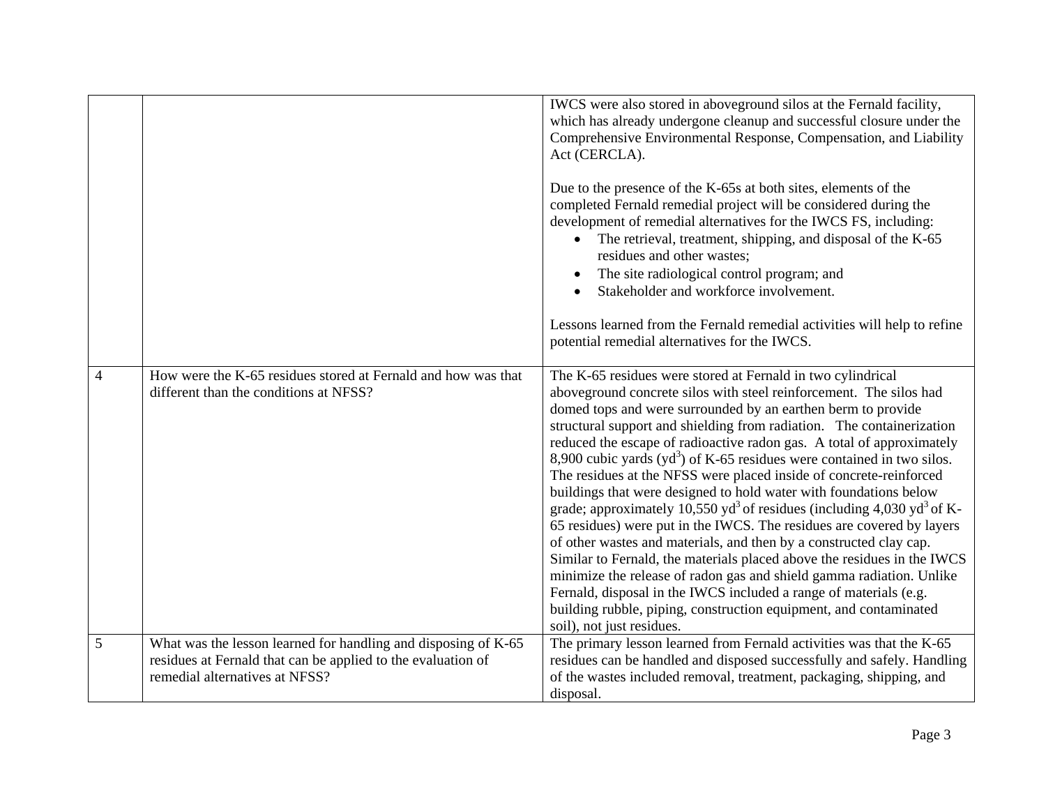| | | |
|---|---|---|
| | | IWCS were also stored in aboveground silos at the Fernald facility, which has already undergone cleanup and successful closure under the Comprehensive Environmental Response, Compensation, and Liability Act (CERCLA).<br><br>Due to the presence of the K-65s at both sites, elements of the completed Fernald remedial project will be considered during the development of remedial alternatives for the IWCS FS, including:<br>• The retrieval, treatment, shipping, and disposal of the K-65 residues and other wastes;<br>• The site radiological control program; and<br>• Stakeholder and workforce involvement.<br><br>Lessons learned from the Fernald remedial activities will help to refine potential remedial alternatives for the IWCS. |
| 4 | How were the K-65 residues stored at Fernald and how was that different than the conditions at NFSS? | The K-65 residues were stored at Fernald in two cylindrical aboveground concrete silos with steel reinforcement. The silos had domed tops and were surrounded by an earthen berm to provide structural support and shielding from radiation. The containerization reduced the escape of radioactive radon gas. A total of approximately 8,900 cubic yards ($yd^3$) of K-65 residues were contained in two silos. The residues at the NFSS were placed inside of concrete-reinforced buildings that were designed to hold water with foundations below grade; approximately 10,550 $yd^3$ of residues (including 4,030 $yd^3$ of K-65 residues) were put in the IWCS. The residues are covered by layers of other wastes and materials, and then by a constructed clay cap. Similar to Fernald, the materials placed above the residues in the IWCS minimize the release of radon gas and shield gamma radiation. Unlike Fernald, disposal in the IWCS included a range of materials (e.g. building rubble, piping, construction equipment, and contaminated soil), not just residues. |
| 5 | What was the lesson learned for handling and disposing of K-65 residues at Fernald that can be applied to the evaluation of remedial alternatives at NFSS? | The primary lesson learned from Fernald activities was that the K-65 residues can be handled and disposed successfully and safely. Handling of the wastes included removal, treatment, packaging, shipping, and disposal. |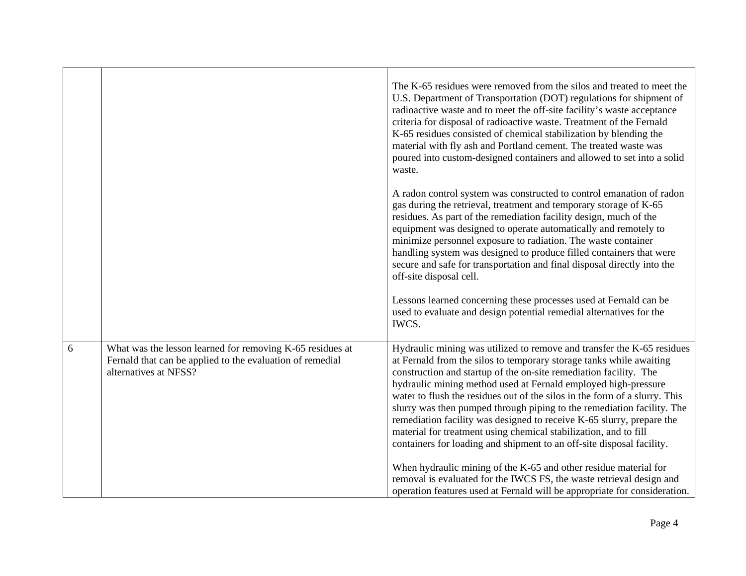| | | |
|---|---|---|
| | | The K-65 residues were removed from the silos and treated to meet the U.S. Department of Transportation (DOT) regulations for shipment of radioactive waste and to meet the off-site facility's waste acceptance criteria for disposal of radioactive waste. Treatment of the Fernald K-65 residues consisted of chemical stabilization by blending the material with fly ash and Portland cement. The treated waste was poured into custom-designed containers and allowed to set into a solid waste.<br><br>A radon control system was constructed to control emanation of radon gas during the retrieval, treatment and temporary storage of K-65 residues. As part of the remediation facility design, much of the equipment was designed to operate automatically and remotely to minimize personnel exposure to radiation. The waste container handling system was designed to produce filled containers that were secure and safe for transportation and final disposal directly into the off-site disposal cell.<br><br>Lessons learned concerning these processes used at Fernald can be used to evaluate and design potential remedial alternatives for the IWCS. |
| 6 | What was the lesson learned for removing K-65 residues at Fernald that can be applied to the evaluation of remedial alternatives at NFSS? | Hydraulic mining was utilized to remove and transfer the K-65 residues at Fernald from the silos to temporary storage tanks while awaiting construction and startup of the on-site remediation facility. The hydraulic mining method used at Fernald employed high-pressure water to flush the residues out of the silos in the form of a slurry. This slurry was then pumped through piping to the remediation facility. The remediation facility was designed to receive K-65 slurry, prepare the material for treatment using chemical stabilization, and to fill containers for loading and shipment to an off-site disposal facility.<br><br>When hydraulic mining of the K-65 and other residue material for removal is evaluated for the IWCS FS, the waste retrieval design and operation features used at Fernald will be appropriate for consideration. |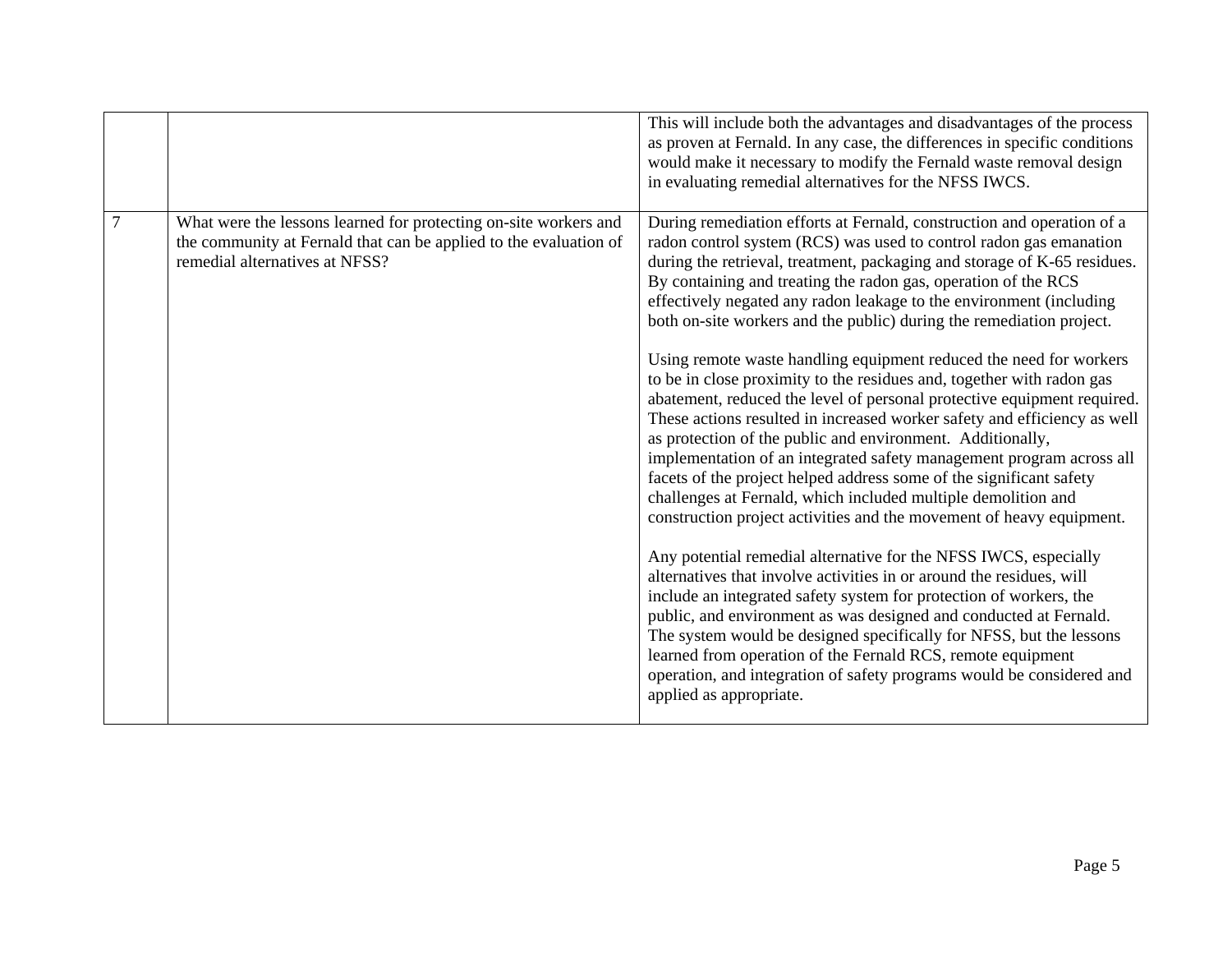| | | |
|---|---|---|
| | | This will include both the advantages and disadvantages of the process as proven at Fernald. In any case, the differences in specific conditions would make it necessary to modify the Fernald waste removal design in evaluating remedial alternatives for the NFSS IWCS. |
| 7 | What were the lessons learned for protecting on-site workers and the community at Fernald that can be applied to the evaluation of remedial alternatives at NFSS? | During remediation efforts at Fernald, construction and operation of a radon control system (RCS) was used to control radon gas emanation during the retrieval, treatment, packaging and storage of K-65 residues. By containing and treating the radon gas, operation of the RCS effectively negated any radon leakage to the environment (including both on-site workers and the public) during the remediation project.<br><br>Using remote waste handling equipment reduced the need for workers to be in close proximity to the residues and, together with radon gas abatement, reduced the level of personal protective equipment required. These actions resulted in increased worker safety and efficiency as well as protection of the public and environment. Additionally, implementation of an integrated safety management program across all facets of the project helped address some of the significant safety challenges at Fernald, which included multiple demolition and construction project activities and the movement of heavy equipment.<br><br>Any potential remedial alternative for the NFSS IWCS, especially alternatives that involve activities in or around the residues, will include an integrated safety system for protection of workers, the public, and environment as was designed and conducted at Fernald. The system would be designed specifically for NFSS, but the lessons learned from operation of the Fernald RCS, remote equipment operation, and integration of safety programs would be considered and applied as appropriate. |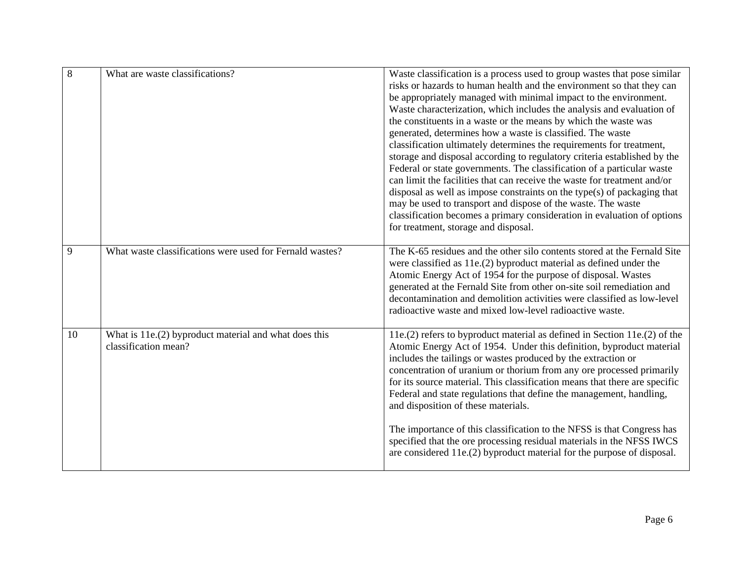| | | |
|---|---|---|
| 8 | What are waste classifications? | Waste classification is a process used to group wastes that pose similar risks or hazards to human health and the environment so that they can be appropriately managed with minimal impact to the environment. Waste characterization, which includes the analysis and evaluation of the constituents in a waste or the means by which the waste was generated, determines how a waste is classified. The waste classification ultimately determines the requirements for treatment, storage and disposal according to regulatory criteria established by the Federal or state governments. The classification of a particular waste can limit the facilities that can receive the waste for treatment and/or disposal as well as impose constraints on the type(s) of packaging that may be used to transport and dispose of the waste. The waste classification becomes a primary consideration in evaluation of options for treatment, storage and disposal. |
| 9 | What waste classifications were used for Fernald wastes? | The K-65 residues and the other silo contents stored at the Fernald Site were classified as 11e.(2) byproduct material as defined under the Atomic Energy Act of 1954 for the purpose of disposal. Wastes generated at the Fernald Site from other on-site soil remediation and decontamination and demolition activities were classified as low-level radioactive waste and mixed low-level radioactive waste. |
| 10 | What is 11e.(2) byproduct material and what does this classification mean? | 11e.(2) refers to byproduct material as defined in Section 11e.(2) of the Atomic Energy Act of 1954. Under this definition, byproduct material includes the tailings or wastes produced by the extraction or concentration of uranium or thorium from any ore processed primarily for its source material. This classification means that there are specific Federal and state regulations that define the management, handling, and disposition of these materials.<br><br>The importance of this classification to the NFSS is that Congress has specified that the ore processing residual materials in the NFSS IWCS are considered 11e.(2) byproduct material for the purpose of disposal. |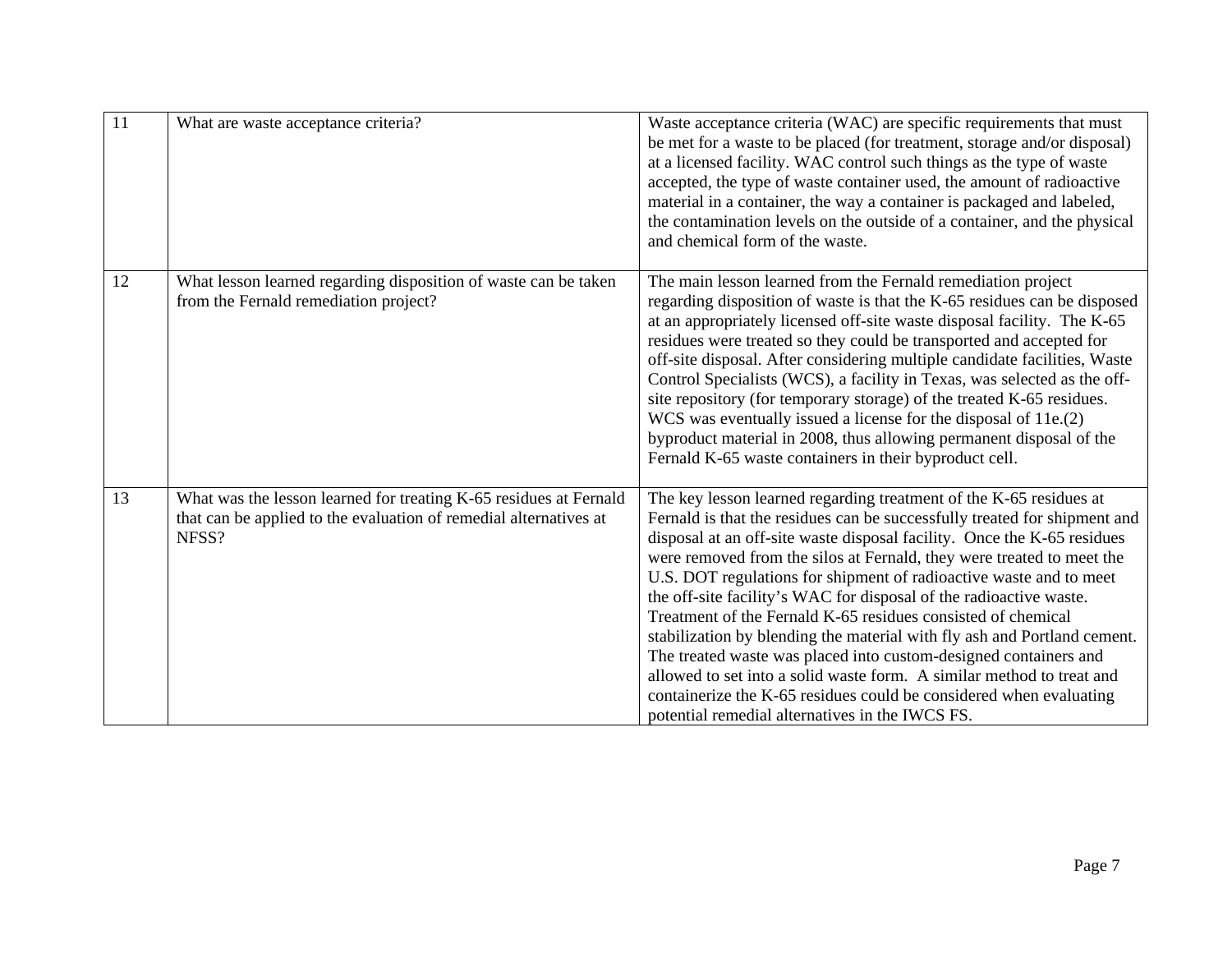| | | |
|---|---|---|
| 11 | What are waste acceptance criteria? | Waste acceptance criteria (WAC) are specific requirements that must be met for a waste to be placed (for treatment, storage and/or disposal) at a licensed facility. WAC control such things as the type of waste accepted, the type of waste container used, the amount of radioactive material in a container, the way a container is packaged and labeled, the contamination levels on the outside of a container, and the physical and chemical form of the waste. |
| 12 | What lesson learned regarding disposition of waste can be taken from the Fernald remediation project? | The main lesson learned from the Fernald remediation project regarding disposition of waste is that the K-65 residues can be disposed at an appropriately licensed off-site waste disposal facility. The K-65 residues were treated so they could be transported and accepted for off-site disposal. After considering multiple candidate facilities, Waste Control Specialists (WCS), a facility in Texas, was selected as the off-site repository (for temporary storage) of the treated K-65 residues. WCS was eventually issued a license for the disposal of 11e.(2) byproduct material in 2008, thus allowing permanent disposal of the Fernald K-65 waste containers in their byproduct cell. |
| 13 | What was the lesson learned for treating K-65 residues at Fernald that can be applied to the evaluation of remedial alternatives at NFSS? | The key lesson learned regarding treatment of the K-65 residues at Fernald is that the residues can be successfully treated for shipment and disposal at an off-site waste disposal facility. Once the K-65 residues were removed from the silos at Fernald, they were treated to meet the U.S. DOT regulations for shipment of radioactive waste and to meet the off-site facility's WAC for disposal of the radioactive waste. Treatment of the Fernald K-65 residues consisted of chemical stabilization by blending the material with fly ash and Portland cement. The treated waste was placed into custom-designed containers and allowed to set into a solid waste form. A similar method to treat and containerize the K-65 residues could be considered when evaluating potential remedial alternatives in the IWCS FS. |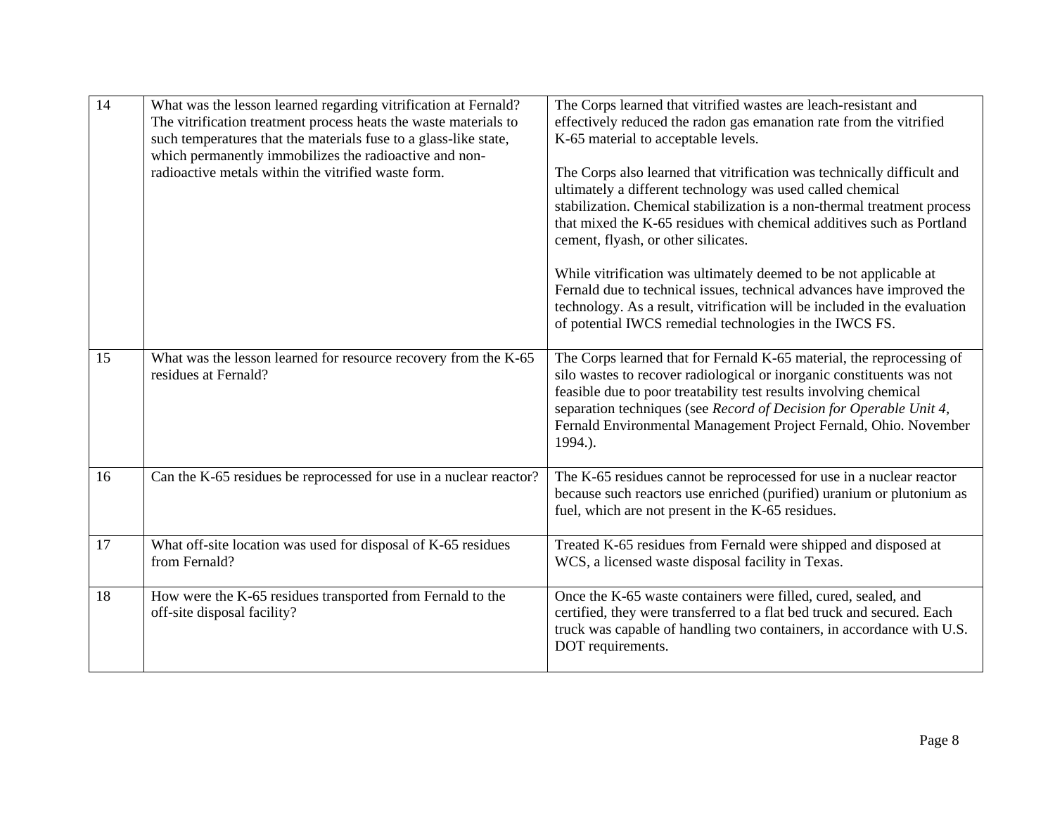| | | |
|---|---|---|
| 14 | What was the lesson learned regarding vitrification at Fernald? The vitrification treatment process heats the waste materials to such temperatures that the materials fuse to a glass-like state, which permanently immobilizes the radioactive and non-radioactive metals within the vitrified waste form. | The Corps learned that vitrified wastes are leach-resistant and effectively reduced the radon gas emanation rate from the vitrified K-65 material to acceptable levels.<br><br>The Corps also learned that vitrification was technically difficult and ultimately a different technology was used called chemical stabilization. Chemical stabilization is a non-thermal treatment process that mixed the K-65 residues with chemical additives such as Portland cement, flyash, or other silicates.<br><br>While vitrification was ultimately deemed to be not applicable at Fernald due to technical issues, technical advances have improved the technology. As a result, vitrification will be included in the evaluation of potential IWCS remedial technologies in the IWCS FS. |
| 15 | What was the lesson learned for resource recovery from the K-65 residues at Fernald? | The Corps learned that for Fernald K-65 material, the reprocessing of silo wastes to recover radiological or inorganic constituents was not feasible due to poor treatability test results involving chemical separation techniques (see *Record of Decision for Operable Unit 4,* Fernald Environmental Management Project Fernald, Ohio. November 1994.). |
| 16 | Can the K-65 residues be reprocessed for use in a nuclear reactor? | The K-65 residues cannot be reprocessed for use in a nuclear reactor because such reactors use enriched (purified) uranium or plutonium as fuel, which are not present in the K-65 residues. |
| 17 | What off-site location was used for disposal of K-65 residues from Fernald? | Treated K-65 residues from Fernald were shipped and disposed at WCS, a licensed waste disposal facility in Texas. |
| 18 | How were the K-65 residues transported from Fernald to the off-site disposal facility? | Once the K-65 waste containers were filled, cured, sealed, and certified, they were transferred to a flat bed truck and secured. Each truck was capable of handling two containers, in accordance with U.S. DOT requirements. |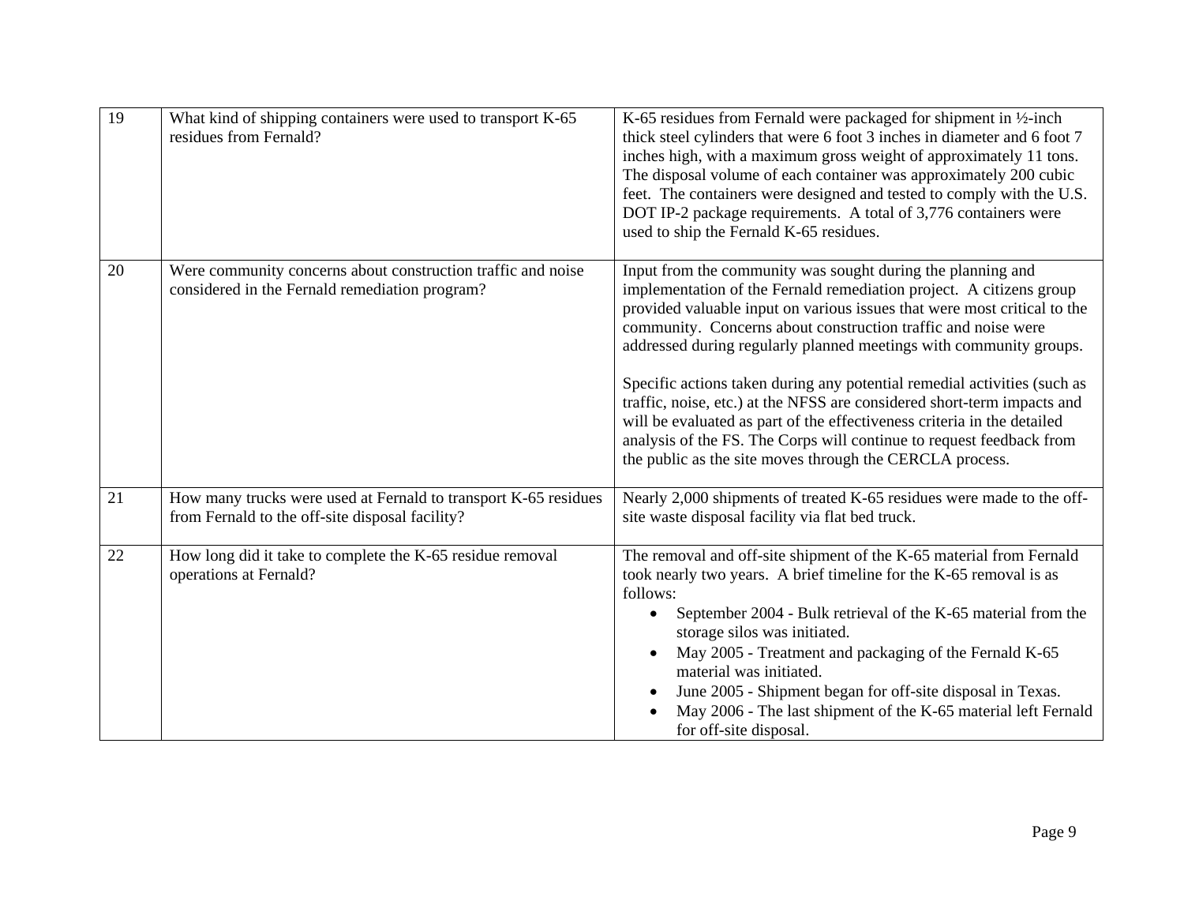| | | |
|---|---|---|
| 19 | What kind of shipping containers were used to transport K-65 residues from Fernald? | K-65 residues from Fernald were packaged for shipment in ½-inch thick steel cylinders that were 6 foot 3 inches in diameter and 6 foot 7 inches high, with a maximum gross weight of approximately 11 tons. The disposal volume of each container was approximately 200 cubic feet. The containers were designed and tested to comply with the U.S. DOT IP-2 package requirements. A total of 3,776 containers were used to ship the Fernald K-65 residues. |
| 20 | Were community concerns about construction traffic and noise considered in the Fernald remediation program? | Input from the community was sought during the planning and implementation of the Fernald remediation project. A citizens group provided valuable input on various issues that were most critical to the community. Concerns about construction traffic and noise were addressed during regularly planned meetings with community groups.<br><br>Specific actions taken during any potential remedial activities (such as traffic, noise, etc.) at the NFSS are considered short-term impacts and will be evaluated as part of the effectiveness criteria in the detailed analysis of the FS. The Corps will continue to request feedback from the public as the site moves through the CERCLA process. |
| 21 | How many trucks were used at Fernald to transport K-65 residues from Fernald to the off-site disposal facility? | Nearly 2,000 shipments of treated K-65 residues were made to the off-site waste disposal facility via flat bed truck. |
| 22 | How long did it take to complete the K-65 residue removal operations at Fernald? | The removal and off-site shipment of the K-65 material from Fernald took nearly two years. A brief timeline for the K-65 removal is as follows:<br>• September 2004 - Bulk retrieval of the K-65 material from the storage silos was initiated.<br>• May 2005 - Treatment and packaging of the Fernald K-65 material was initiated.<br>• June 2005 - Shipment began for off-site disposal in Texas.<br>• May 2006 - The last shipment of the K-65 material left Fernald for off-site disposal. |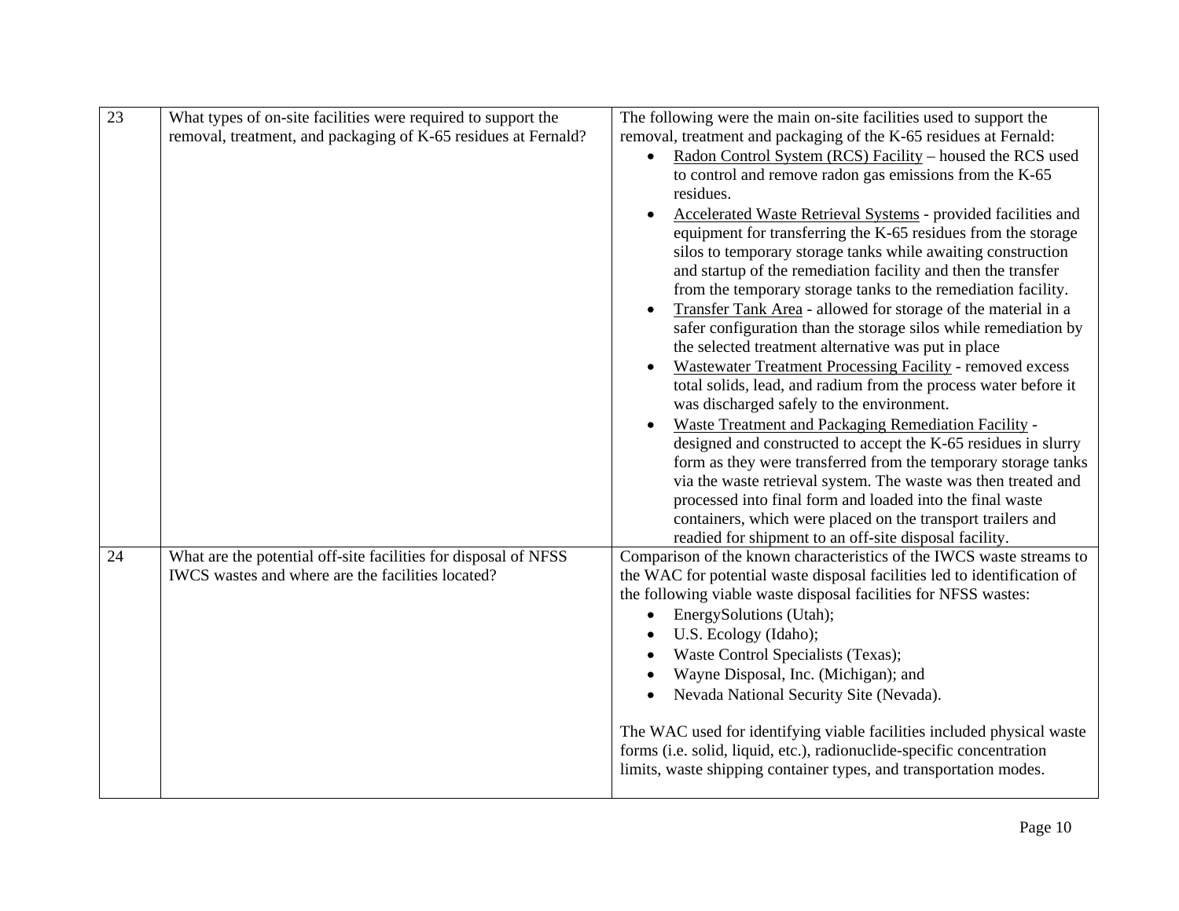| | | |
|---|---|---|
| 23 | What types of on-site facilities were required to support the removal, treatment, and packaging of K-65 residues at Fernald? | The following were the main on-site facilities used to support the removal, treatment and packaging of the K-65 residues at Fernald:<br>• Radon Control System (RCS) Facility – housed the RCS used to control and remove radon gas emissions from the K-65 residues.<br>• Accelerated Waste Retrieval Systems - provided facilities and equipment for transferring the K-65 residues from the storage silos to temporary storage tanks while awaiting construction and startup of the remediation facility and then the transfer from the temporary storage tanks to the remediation facility.<br>• Transfer Tank Area - allowed for storage of the material in a safer configuration than the storage silos while remediation by the selected treatment alternative was put in place<br>• Wastewater Treatment Processing Facility - removed excess total solids, lead, and radium from the process water before it was discharged safely to the environment.<br>• Waste Treatment and Packaging Remediation Facility - designed and constructed to accept the K-65 residues in slurry form as they were transferred from the temporary storage tanks via the waste retrieval system. The waste was then treated and processed into final form and loaded into the final waste containers, which were placed on the transport trailers and readied for shipment to an off-site disposal facility. |
| 24 | What are the potential off-site facilities for disposal of NFSS IWCS wastes and where are the facilities located? | Comparison of the known characteristics of the IWCS waste streams to the WAC for potential waste disposal facilities led to identification of the following viable waste disposal facilities for NFSS wastes:<br>• EnergySolutions (Utah);<br>• U.S. Ecology (Idaho);<br>• Waste Control Specialists (Texas);<br>• Wayne Disposal, Inc. (Michigan); and<br>• Nevada National Security Site (Nevada).<br><br>The WAC used for identifying viable facilities included physical waste forms (i.e. solid, liquid, etc.), radionuclide-specific concentration limits, waste shipping container types, and transportation modes. |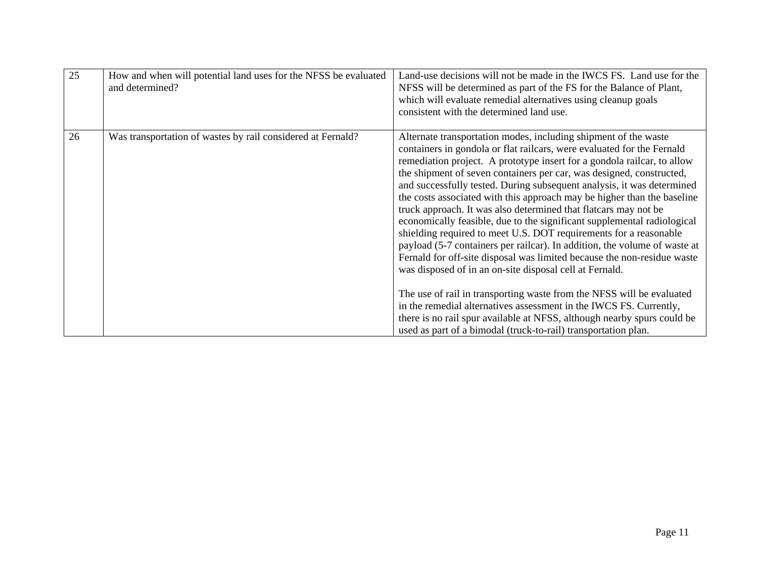| | | |
|---|---|---|
| 25 | How and when will potential land uses for the NFSS be evaluated and determined? | Land-use decisions will not be made in the IWCS FS. Land use for the NFSS will be determined as part of the FS for the Balance of Plant, which will evaluate remedial alternatives using cleanup goals consistent with the determined land use. |
| 26 | Was transportation of wastes by rail considered at Fernald? | Alternate transportation modes, including shipment of the waste containers in gondola or flat railcars, were evaluated for the Fernald remediation project. A prototype insert for a gondola railcar, to allow the shipment of seven containers per car, was designed, constructed, and successfully tested. During subsequent analysis, it was determined the costs associated with this approach may be higher than the baseline truck approach. It was also determined that flatcars may not be economically feasible, due to the significant supplemental radiological shielding required to meet U.S. DOT requirements for a reasonable payload (5-7 containers per railcar). In addition, the volume of waste at Fernald for off-site disposal was limited because the non-residue waste was disposed of in an on-site disposal cell at Fernald.<br><br>The use of rail in transporting waste from the NFSS will be evaluated in the remedial alternatives assessment in the IWCS FS. Currently, there is no rail spur available at NFSS, although nearby spurs could be used as part of a bimodal (truck-to-rail) transportation plan. |